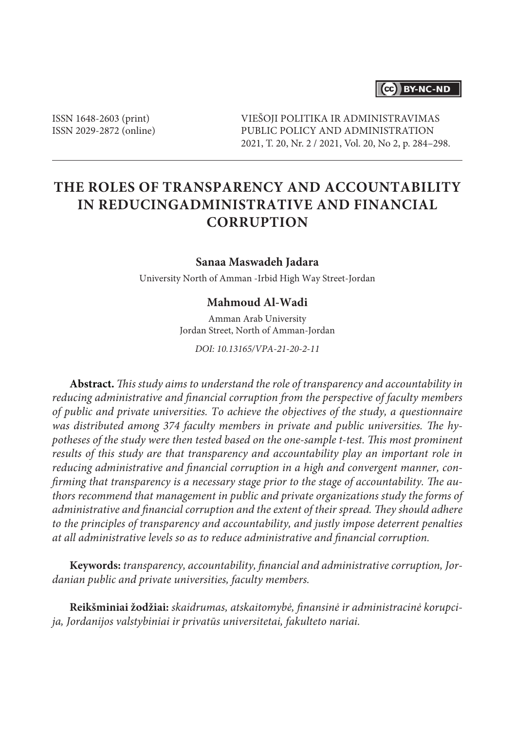ISSN 1648-2603 (print)
ISSN 2029-2872 (online)

VIEŠOJI POLITIKA IR ADMINISTRAVIMAS
PUBLIC POLICY AND ADMINISTRATION
2021, T. 20, Nr. 2 / 2021, Vol. 20, No 2, p. 284–298.

# THE ROLES OF TRANSPARENCY AND ACCOUNTABILITY IN REDUCINGADMINISTRATIVE AND FINANCIAL CORRUPTION

**Sanaa Maswadeh Jadara**

University North of Amman -Irbid High Way Street-Jordan

**Mahmoud Al-Wadi**

Amman Arab University
Jordan Street, North of Amman-Jordan

*DOI: 10.13165/VPA-21-20-2-11*

**Abstract.** *This study aims to understand the role of transparency and accountability in reducing administrative and financial corruption from the perspective of faculty members of public and private universities. To achieve the objectives of the study, a questionnaire was distributed among 374 faculty members in private and public universities. The hypotheses of the study were then tested based on the one-sample t-test. This most prominent results of this study are that transparency and accountability play an important role in reducing administrative and financial corruption in a high and convergent manner, confirming that transparency is a necessary stage prior to the stage of accountability. The authors recommend that management in public and private organizations study the forms of administrative and financial corruption and the extent of their spread. They should adhere to the principles of transparency and accountability, and justly impose deterrent penalties at all administrative levels so as to reduce administrative and financial corruption.*

**Keywords:** *transparency, accountability, financial and administrative corruption, Jordanian public and private universities, faculty members.*

**Reikšminiai žodžiai:** *skaidrumas, atskaitomybė, finansinė ir administracinė korupcija, Jordanijos valstybiniai ir privatūs universitetai, fakulteto nariai.*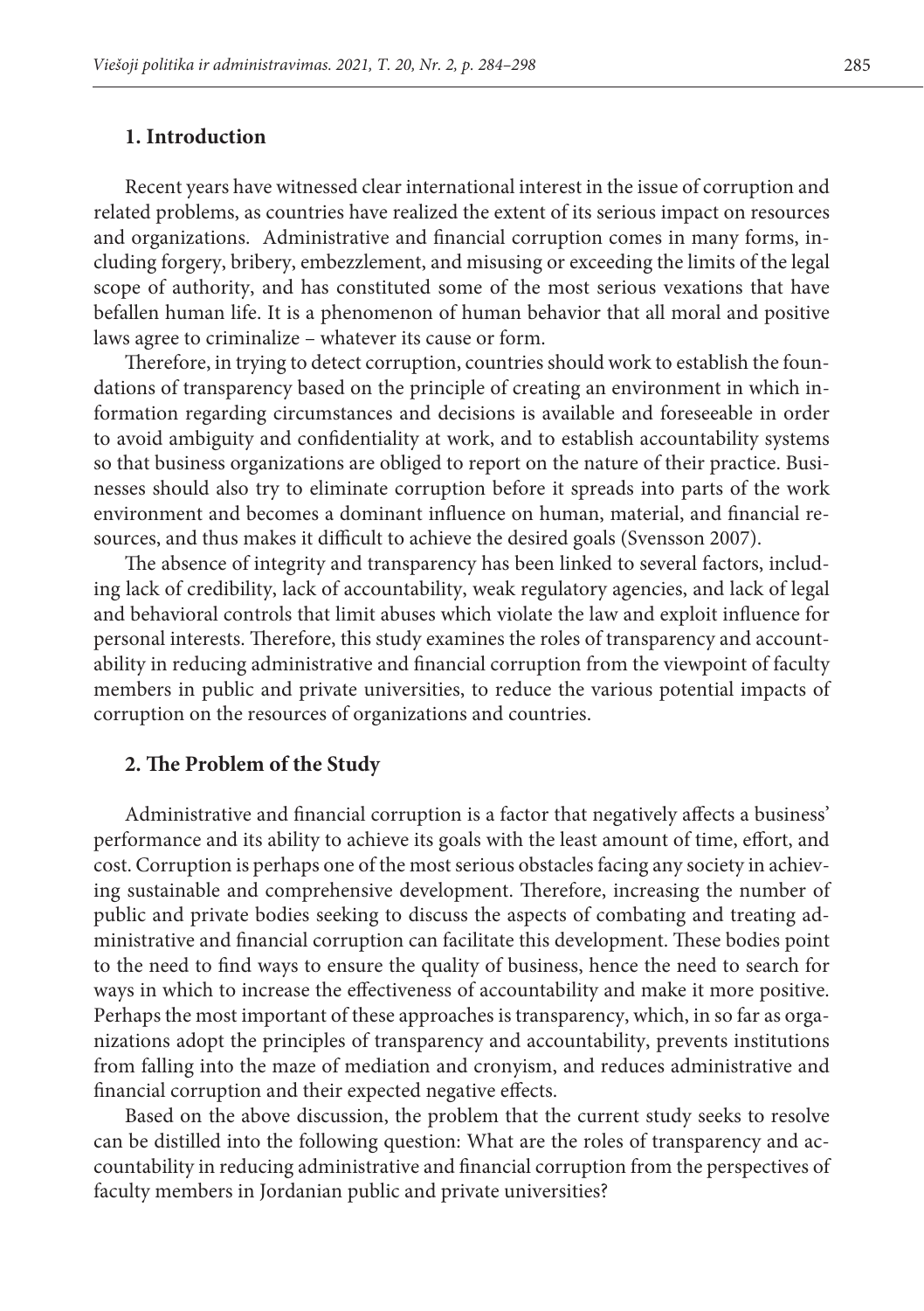## 1. Introduction

Recent years have witnessed clear international interest in the issue of corruption and related problems, as countries have realized the extent of its serious impact on resources and organizations. Administrative and financial corruption comes in many forms, including forgery, bribery, embezzlement, and misusing or exceeding the limits of the legal scope of authority, and has constituted some of the most serious vexations that have befallen human life. It is a phenomenon of human behavior that all moral and positive laws agree to criminalize – whatever its cause or form.

Therefore, in trying to detect corruption, countries should work to establish the foundations of transparency based on the principle of creating an environment in which information regarding circumstances and decisions is available and foreseeable in order to avoid ambiguity and confidentiality at work, and to establish accountability systems so that business organizations are obliged to report on the nature of their practice. Businesses should also try to eliminate corruption before it spreads into parts of the work environment and becomes a dominant influence on human, material, and financial resources, and thus makes it difficult to achieve the desired goals (Svensson 2007).

The absence of integrity and transparency has been linked to several factors, including lack of credibility, lack of accountability, weak regulatory agencies, and lack of legal and behavioral controls that limit abuses which violate the law and exploit influence for personal interests. Therefore, this study examines the roles of transparency and accountability in reducing administrative and financial corruption from the viewpoint of faculty members in public and private universities, to reduce the various potential impacts of corruption on the resources of organizations and countries.

## 2. The Problem of the Study

Administrative and financial corruption is a factor that negatively affects a business' performance and its ability to achieve its goals with the least amount of time, effort, and cost. Corruption is perhaps one of the most serious obstacles facing any society in achieving sustainable and comprehensive development. Therefore, increasing the number of public and private bodies seeking to discuss the aspects of combating and treating administrative and financial corruption can facilitate this development. These bodies point to the need to find ways to ensure the quality of business, hence the need to search for ways in which to increase the effectiveness of accountability and make it more positive. Perhaps the most important of these approaches is transparency, which, in so far as organizations adopt the principles of transparency and accountability, prevents institutions from falling into the maze of mediation and cronyism, and reduces administrative and financial corruption and their expected negative effects.

Based on the above discussion, the problem that the current study seeks to resolve can be distilled into the following question: What are the roles of transparency and accountability in reducing administrative and financial corruption from the perspectives of faculty members in Jordanian public and private universities?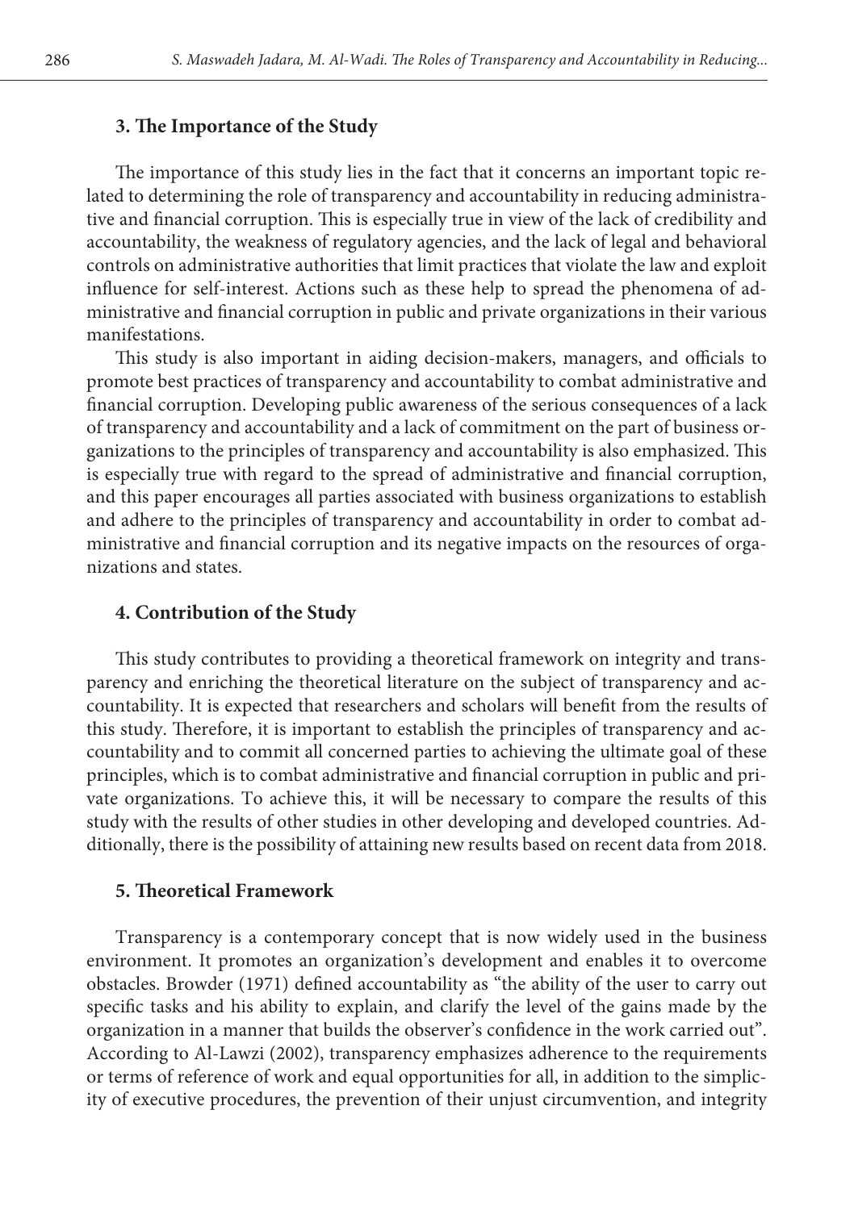## 3. The Importance of the Study

The importance of this study lies in the fact that it concerns an important topic related to determining the role of transparency and accountability in reducing administrative and financial corruption. This is especially true in view of the lack of credibility and accountability, the weakness of regulatory agencies, and the lack of legal and behavioral controls on administrative authorities that limit practices that violate the law and exploit influence for self-interest. Actions such as these help to spread the phenomena of administrative and financial corruption in public and private organizations in their various manifestations.

This study is also important in aiding decision-makers, managers, and officials to promote best practices of transparency and accountability to combat administrative and financial corruption. Developing public awareness of the serious consequences of a lack of transparency and accountability and a lack of commitment on the part of business organizations to the principles of transparency and accountability is also emphasized. This is especially true with regard to the spread of administrative and financial corruption, and this paper encourages all parties associated with business organizations to establish and adhere to the principles of transparency and accountability in order to combat administrative and financial corruption and its negative impacts on the resources of organizations and states.

## 4. Contribution of the Study

This study contributes to providing a theoretical framework on integrity and transparency and enriching the theoretical literature on the subject of transparency and accountability. It is expected that researchers and scholars will benefit from the results of this study. Therefore, it is important to establish the principles of transparency and accountability and to commit all concerned parties to achieving the ultimate goal of these principles, which is to combat administrative and financial corruption in public and private organizations. To achieve this, it will be necessary to compare the results of this study with the results of other studies in other developing and developed countries. Additionally, there is the possibility of attaining new results based on recent data from 2018.

## 5. Theoretical Framework

Transparency is a contemporary concept that is now widely used in the business environment. It promotes an organization's development and enables it to overcome obstacles. Browder (1971) defined accountability as "the ability of the user to carry out specific tasks and his ability to explain, and clarify the level of the gains made by the organization in a manner that builds the observer's confidence in the work carried out". According to Al-Lawzi (2002), transparency emphasizes adherence to the requirements or terms of reference of work and equal opportunities for all, in addition to the simplicity of executive procedures, the prevention of their unjust circumvention, and integrity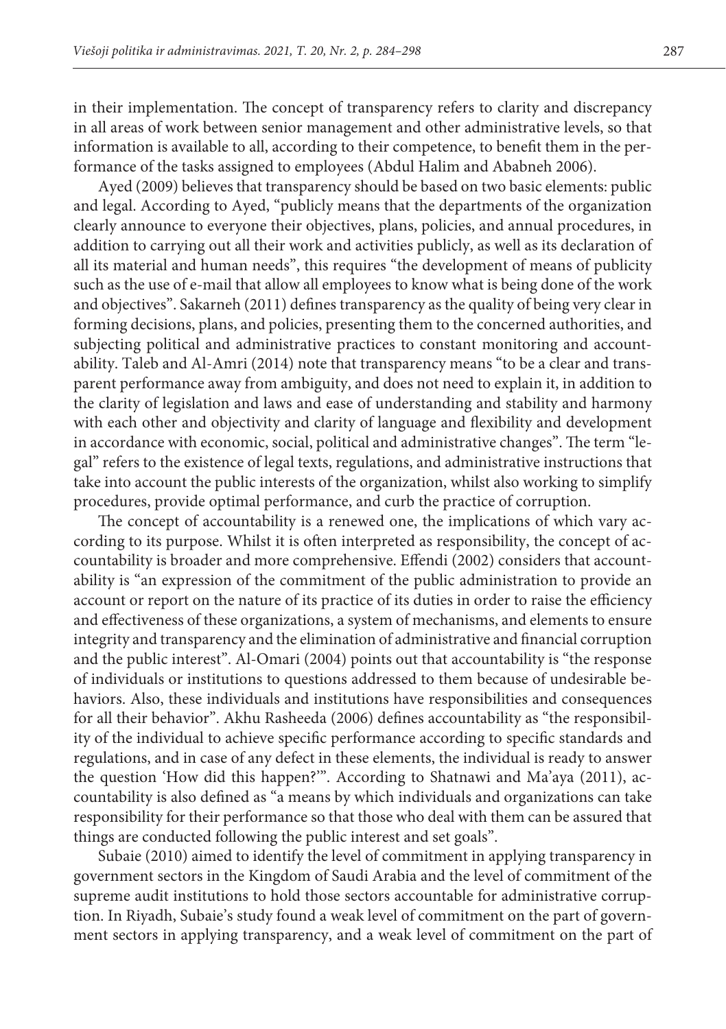in their implementation. The concept of transparency refers to clarity and discrepancy in all areas of work between senior management and other administrative levels, so that information is available to all, according to their competence, to benefit them in the performance of the tasks assigned to employees (Abdul Halim and Ababneh 2006).

Ayed (2009) believes that transparency should be based on two basic elements: public and legal. According to Ayed, "publicly means that the departments of the organization clearly announce to everyone their objectives, plans, policies, and annual procedures, in addition to carrying out all their work and activities publicly, as well as its declaration of all its material and human needs", this requires "the development of means of publicity such as the use of e-mail that allow all employees to know what is being done of the work and objectives". Sakarneh (2011) defines transparency as the quality of being very clear in forming decisions, plans, and policies, presenting them to the concerned authorities, and subjecting political and administrative practices to constant monitoring and accountability. Taleb and Al-Amri (2014) note that transparency means "to be a clear and transparent performance away from ambiguity, and does not need to explain it, in addition to the clarity of legislation and laws and ease of understanding and stability and harmony with each other and objectivity and clarity of language and flexibility and development in accordance with economic, social, political and administrative changes". The term "legal" refers to the existence of legal texts, regulations, and administrative instructions that take into account the public interests of the organization, whilst also working to simplify procedures, provide optimal performance, and curb the practice of corruption.

The concept of accountability is a renewed one, the implications of which vary according to its purpose. Whilst it is often interpreted as responsibility, the concept of accountability is broader and more comprehensive. Effendi (2002) considers that accountability is "an expression of the commitment of the public administration to provide an account or report on the nature of its practice of its duties in order to raise the efficiency and effectiveness of these organizations, a system of mechanisms, and elements to ensure integrity and transparency and the elimination of administrative and financial corruption and the public interest". Al-Omari (2004) points out that accountability is "the response of individuals or institutions to questions addressed to them because of undesirable behaviors. Also, these individuals and institutions have responsibilities and consequences for all their behavior". Akhu Rasheeda (2006) defines accountability as "the responsibility of the individual to achieve specific performance according to specific standards and regulations, and in case of any defect in these elements, the individual is ready to answer the question 'How did this happen?'". According to Shatnawi and Ma'aya (2011), accountability is also defined as "a means by which individuals and organizations can take responsibility for their performance so that those who deal with them can be assured that things are conducted following the public interest and set goals".

Subaie (2010) aimed to identify the level of commitment in applying transparency in government sectors in the Kingdom of Saudi Arabia and the level of commitment of the supreme audit institutions to hold those sectors accountable for administrative corruption. In Riyadh, Subaie's study found a weak level of commitment on the part of government sectors in applying transparency, and a weak level of commitment on the part of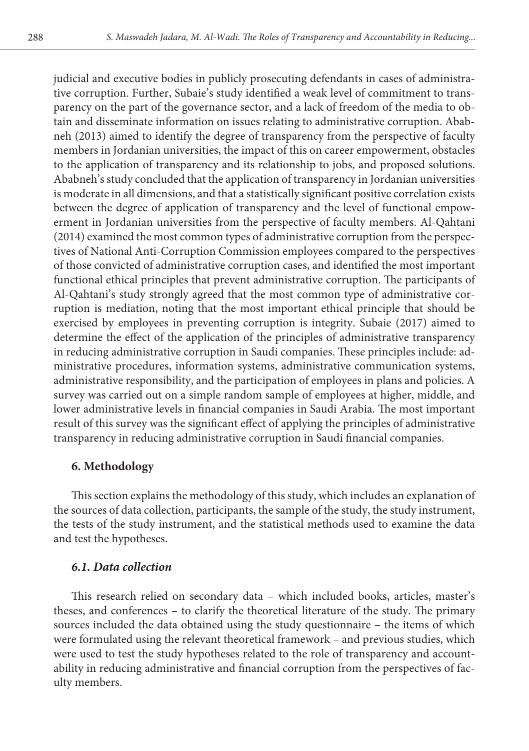judicial and executive bodies in publicly prosecuting defendants in cases of administrative corruption. Further, Subaie's study identified a weak level of commitment to transparency on the part of the governance sector, and a lack of freedom of the media to obtain and disseminate information on issues relating to administrative corruption. Ababneh (2013) aimed to identify the degree of transparency from the perspective of faculty members in Jordanian universities, the impact of this on career empowerment, obstacles to the application of transparency and its relationship to jobs, and proposed solutions. Ababneh's study concluded that the application of transparency in Jordanian universities is moderate in all dimensions, and that a statistically significant positive correlation exists between the degree of application of transparency and the level of functional empowerment in Jordanian universities from the perspective of faculty members. Al-Qahtani (2014) examined the most common types of administrative corruption from the perspectives of National Anti-Corruption Commission employees compared to the perspectives of those convicted of administrative corruption cases, and identified the most important functional ethical principles that prevent administrative corruption. The participants of Al-Qahtani's study strongly agreed that the most common type of administrative corruption is mediation, noting that the most important ethical principle that should be exercised by employees in preventing corruption is integrity. Subaie (2017) aimed to determine the effect of the application of the principles of administrative transparency in reducing administrative corruption in Saudi companies. These principles include: administrative procedures, information systems, administrative communication systems, administrative responsibility, and the participation of employees in plans and policies. A survey was carried out on a simple random sample of employees at higher, middle, and lower administrative levels in financial companies in Saudi Arabia. The most important result of this survey was the significant effect of applying the principles of administrative transparency in reducing administrative corruption in Saudi financial companies.

## 6. Methodology

This section explains the methodology of this study, which includes an explanation of the sources of data collection, participants, the sample of the study, the study instrument, the tests of the study instrument, and the statistical methods used to examine the data and test the hypotheses.

### *6.1. Data collection*

This research relied on secondary data – which included books, articles, master's theses, and conferences – to clarify the theoretical literature of the study. The primary sources included the data obtained using the study questionnaire – the items of which were formulated using the relevant theoretical framework – and previous studies, which were used to test the study hypotheses related to the role of transparency and accountability in reducing administrative and financial corruption from the perspectives of faculty members.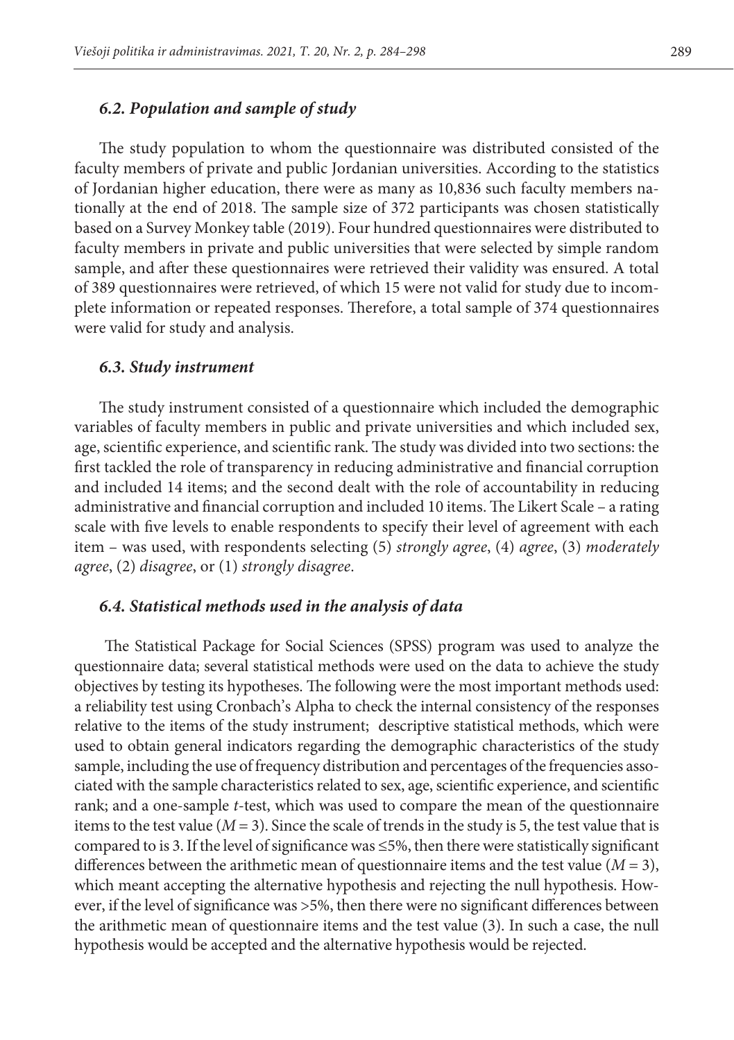### 6.2. Population and sample of study

The study population to whom the questionnaire was distributed consisted of the faculty members of private and public Jordanian universities. According to the statistics of Jordanian higher education, there were as many as 10,836 such faculty members nationally at the end of 2018. The sample size of 372 participants was chosen statistically based on a Survey Monkey table (2019). Four hundred questionnaires were distributed to faculty members in private and public universities that were selected by simple random sample, and after these questionnaires were retrieved their validity was ensured. A total of 389 questionnaires were retrieved, of which 15 were not valid for study due to incomplete information or repeated responses. Therefore, a total sample of 374 questionnaires were valid for study and analysis.

### 6.3. Study instrument

The study instrument consisted of a questionnaire which included the demographic variables of faculty members in public and private universities and which included sex, age, scientific experience, and scientific rank. The study was divided into two sections: the first tackled the role of transparency in reducing administrative and financial corruption and included 14 items; and the second dealt with the role of accountability in reducing administrative and financial corruption and included 10 items. The Likert Scale – a rating scale with five levels to enable respondents to specify their level of agreement with each item – was used, with respondents selecting (5) *strongly agree*, (4) *agree*, (3) *moderately agree*, (2) *disagree*, or (1) *strongly disagree*.

### 6.4. Statistical methods used in the analysis of data

The Statistical Package for Social Sciences (SPSS) program was used to analyze the questionnaire data; several statistical methods were used on the data to achieve the study objectives by testing its hypotheses. The following were the most important methods used: a reliability test using Cronbach's Alpha to check the internal consistency of the responses relative to the items of the study instrument; descriptive statistical methods, which were used to obtain general indicators regarding the demographic characteristics of the study sample, including the use of frequency distribution and percentages of the frequencies associated with the sample characteristics related to sex, age, scientific experience, and scientific rank; and a one-sample *t*-test, which was used to compare the mean of the questionnaire items to the test value ($M = 3$). Since the scale of trends in the study is 5, the test value that is compared to is 3. If the level of significance was ≤5%, then there were statistically significant differences between the arithmetic mean of questionnaire items and the test value ($M = 3$), which meant accepting the alternative hypothesis and rejecting the null hypothesis. However, if the level of significance was >5%, then there were no significant differences between the arithmetic mean of questionnaire items and the test value (3). In such a case, the null hypothesis would be accepted and the alternative hypothesis would be rejected.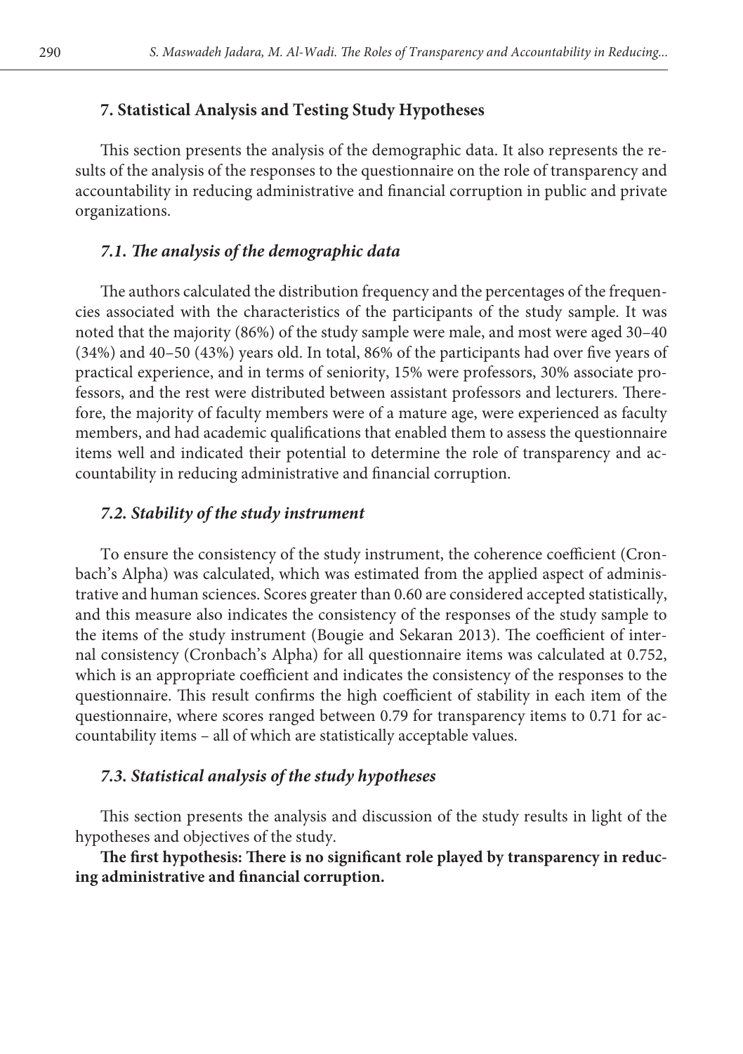## 7. Statistical Analysis and Testing Study Hypotheses

This section presents the analysis of the demographic data. It also represents the results of the analysis of the responses to the questionnaire on the role of transparency and accountability in reducing administrative and financial corruption in public and private organizations.

### *7.1. The analysis of the demographic data*

The authors calculated the distribution frequency and the percentages of the frequencies associated with the characteristics of the participants of the study sample. It was noted that the majority (86%) of the study sample were male, and most were aged 30–40 (34%) and 40–50 (43%) years old. In total, 86% of the participants had over five years of practical experience, and in terms of seniority, 15% were professors, 30% associate professors, and the rest were distributed between assistant professors and lecturers. Therefore, the majority of faculty members were of a mature age, were experienced as faculty members, and had academic qualifications that enabled them to assess the questionnaire items well and indicated their potential to determine the role of transparency and accountability in reducing administrative and financial corruption.

### *7.2. Stability of the study instrument*

To ensure the consistency of the study instrument, the coherence coefficient (Cronbach's Alpha) was calculated, which was estimated from the applied aspect of administrative and human sciences. Scores greater than 0.60 are considered accepted statistically, and this measure also indicates the consistency of the responses of the study sample to the items of the study instrument (Bougie and Sekaran 2013). The coefficient of internal consistency (Cronbach's Alpha) for all questionnaire items was calculated at 0.752, which is an appropriate coefficient and indicates the consistency of the responses to the questionnaire. This result confirms the high coefficient of stability in each item of the questionnaire, where scores ranged between 0.79 for transparency items to 0.71 for accountability items – all of which are statistically acceptable values.

### *7.3. Statistical analysis of the study hypotheses*

This section presents the analysis and discussion of the study results in light of the hypotheses and objectives of the study.

**The first hypothesis: There is no significant role played by transparency in reducing administrative and financial corruption.**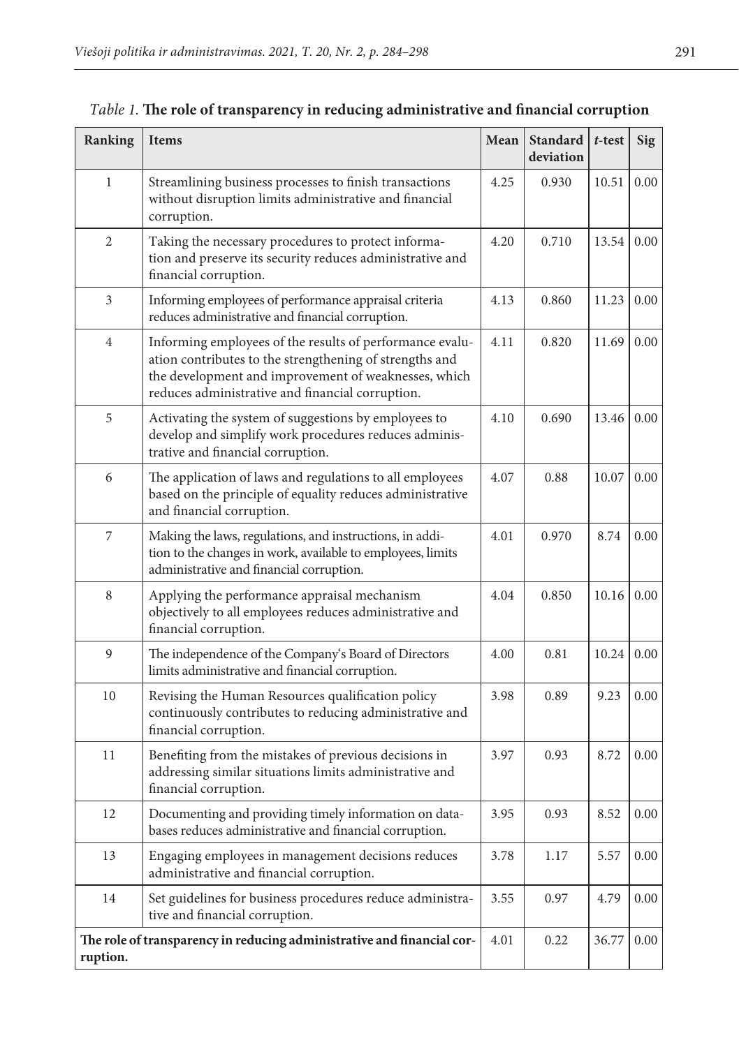*Table 1.* **The role of transparency in reducing administrative and financial corruption**

| Ranking | Items | Mean | Standard deviation | *t*-test | Sig |
|---|---|---|---|---|---|
| 1 | Streamlining business processes to finish transactions without disruption limits administrative and financial corruption. | 4.25 | 0.930 | 10.51 | 0.00 |
| 2 | Taking the necessary procedures to protect information and preserve its security reduces administrative and financial corruption. | 4.20 | 0.710 | 13.54 | 0.00 |
| 3 | Informing employees of performance appraisal criteria reduces administrative and financial corruption. | 4.13 | 0.860 | 11.23 | 0.00 |
| 4 | Informing employees of the results of performance evaluation contributes to the strengthening of strengths and the development and improvement of weaknesses, which reduces administrative and financial corruption. | 4.11 | 0.820 | 11.69 | 0.00 |
| 5 | Activating the system of suggestions by employees to develop and simplify work procedures reduces administrative and financial corruption. | 4.10 | 0.690 | 13.46 | 0.00 |
| 6 | The application of laws and regulations to all employees based on the principle of equality reduces administrative and financial corruption. | 4.07 | 0.88 | 10.07 | 0.00 |
| 7 | Making the laws, regulations, and instructions, in addition to the changes in work, available to employees, limits administrative and financial corruption. | 4.01 | 0.970 | 8.74 | 0.00 |
| 8 | Applying the performance appraisal mechanism objectively to all employees reduces administrative and financial corruption. | 4.04 | 0.850 | 10.16 | 0.00 |
| 9 | The independence of the Company's Board of Directors limits administrative and financial corruption. | 4.00 | 0.81 | 10.24 | 0.00 |
| 10 | Revising the Human Resources qualification policy continuously contributes to reducing administrative and financial corruption. | 3.98 | 0.89 | 9.23 | 0.00 |
| 11 | Benefiting from the mistakes of previous decisions in addressing similar situations limits administrative and financial corruption. | 3.97 | 0.93 | 8.72 | 0.00 |
| 12 | Documenting and providing timely information on databases reduces administrative and financial corruption. | 3.95 | 0.93 | 8.52 | 0.00 |
| 13 | Engaging employees in management decisions reduces administrative and financial corruption. | 3.78 | 1.17 | 5.57 | 0.00 |
| 14 | Set guidelines for business procedures reduce administrative and financial corruption. | 3.55 | 0.97 | 4.79 | 0.00 |
| **The role of transparency in reducing administrative and financial corruption.** | | 4.01 | 0.22 | 36.77 | 0.00 |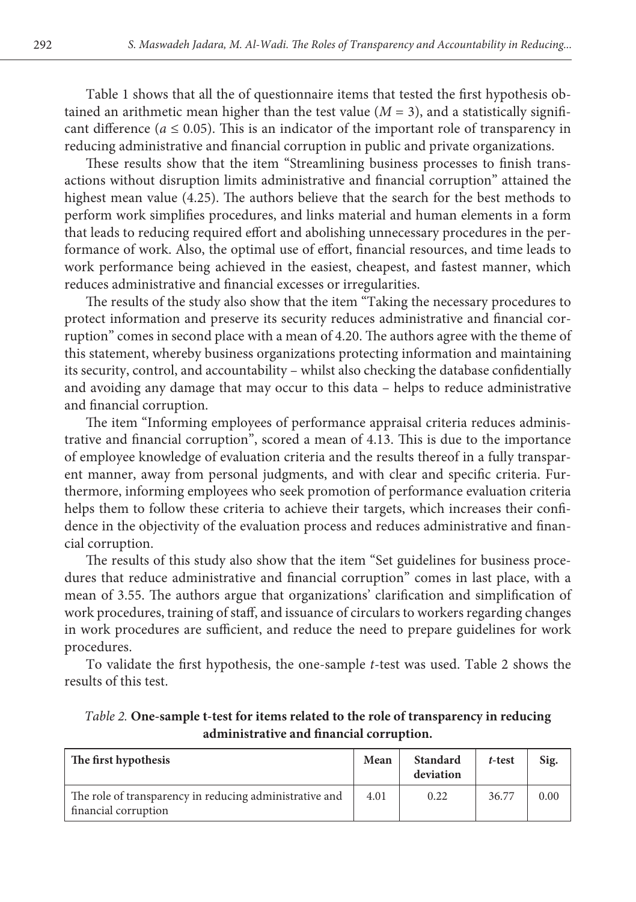Table 1 shows that all the of questionnaire items that tested the first hypothesis obtained an arithmetic mean higher than the test value ($M = 3$), and a statistically significant difference ($a \leq 0.05$). This is an indicator of the important role of transparency in reducing administrative and financial corruption in public and private organizations.

These results show that the item "Streamlining business processes to finish transactions without disruption limits administrative and financial corruption" attained the highest mean value (4.25). The authors believe that the search for the best methods to perform work simplifies procedures, and links material and human elements in a form that leads to reducing required effort and abolishing unnecessary procedures in the performance of work. Also, the optimal use of effort, financial resources, and time leads to work performance being achieved in the easiest, cheapest, and fastest manner, which reduces administrative and financial excesses or irregularities.

The results of the study also show that the item "Taking the necessary procedures to protect information and preserve its security reduces administrative and financial corruption" comes in second place with a mean of 4.20. The authors agree with the theme of this statement, whereby business organizations protecting information and maintaining its security, control, and accountability – whilst also checking the database confidentially and avoiding any damage that may occur to this data – helps to reduce administrative and financial corruption.

The item "Informing employees of performance appraisal criteria reduces administrative and financial corruption", scored a mean of 4.13. This is due to the importance of employee knowledge of evaluation criteria and the results thereof in a fully transparent manner, away from personal judgments, and with clear and specific criteria. Furthermore, informing employees who seek promotion of performance evaluation criteria helps them to follow these criteria to achieve their targets, which increases their confidence in the objectivity of the evaluation process and reduces administrative and financial corruption.

The results of this study also show that the item "Set guidelines for business procedures that reduce administrative and financial corruption" comes in last place, with a mean of 3.55. The authors argue that organizations' clarification and simplification of work procedures, training of staff, and issuance of circulars to workers regarding changes in work procedures are sufficient, and reduce the need to prepare guidelines for work procedures.

To validate the first hypothesis, the one-sample *t*-test was used. Table 2 shows the results of this test.

*Table 2.* **One-sample t-test for items related to the role of transparency in reducing administrative and financial corruption.**

| The first hypothesis | Mean | Standard deviation | *t*-test | Sig. |
|---|---|---|---|---|
| The role of transparency in reducing administrative and financial corruption | 4.01 | 0.22 | 36.77 | 0.00 |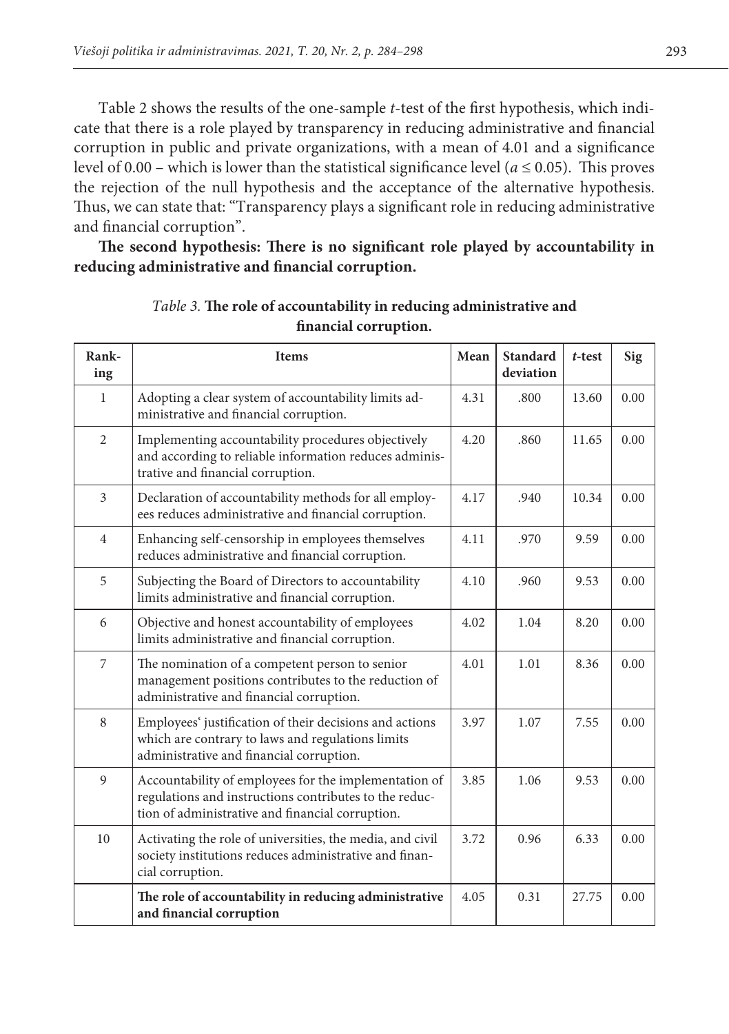Table 2 shows the results of the one-sample *t*-test of the first hypothesis, which indicate that there is a role played by transparency in reducing administrative and financial corruption in public and private organizations, with a mean of 4.01 and a significance level of 0.00 – which is lower than the statistical significance level ($a \leq 0.05$). This proves the rejection of the null hypothesis and the acceptance of the alternative hypothesis. Thus, we can state that: "Transparency plays a significant role in reducing administrative and financial corruption".

**The second hypothesis: There is no significant role played by accountability in reducing administrative and financial corruption.**

*Table 3.* **The role of accountability in reducing administrative and financial corruption.**

| Ranking | Items | Mean | Standard deviation | *t*-test | Sig |
|---|---|---|---|---|---|
| 1 | Adopting a clear system of accountability limits administrative and financial corruption. | 4.31 | .800 | 13.60 | 0.00 |
| 2 | Implementing accountability procedures objectively and according to reliable information reduces administrative and financial corruption. | 4.20 | .860 | 11.65 | 0.00 |
| 3 | Declaration of accountability methods for all employees reduces administrative and financial corruption. | 4.17 | .940 | 10.34 | 0.00 |
| 4 | Enhancing self-censorship in employees themselves reduces administrative and financial corruption. | 4.11 | .970 | 9.59 | 0.00 |
| 5 | Subjecting the Board of Directors to accountability limits administrative and financial corruption. | 4.10 | .960 | 9.53 | 0.00 |
| 6 | Objective and honest accountability of employees limits administrative and financial corruption. | 4.02 | 1.04 | 8.20 | 0.00 |
| 7 | The nomination of a competent person to senior management positions contributes to the reduction of administrative and financial corruption. | 4.01 | 1.01 | 8.36 | 0.00 |
| 8 | Employees' justification of their decisions and actions which are contrary to laws and regulations limits administrative and financial corruption. | 3.97 | 1.07 | 7.55 | 0.00 |
| 9 | Accountability of employees for the implementation of regulations and instructions contributes to the reduction of administrative and financial corruption. | 3.85 | 1.06 | 9.53 | 0.00 |
| 10 | Activating the role of universities, the media, and civil society institutions reduces administrative and financial corruption. | 3.72 | 0.96 | 6.33 | 0.00 |
| | **The role of accountability in reducing administrative and financial corruption** | 4.05 | 0.31 | 27.75 | 0.00 |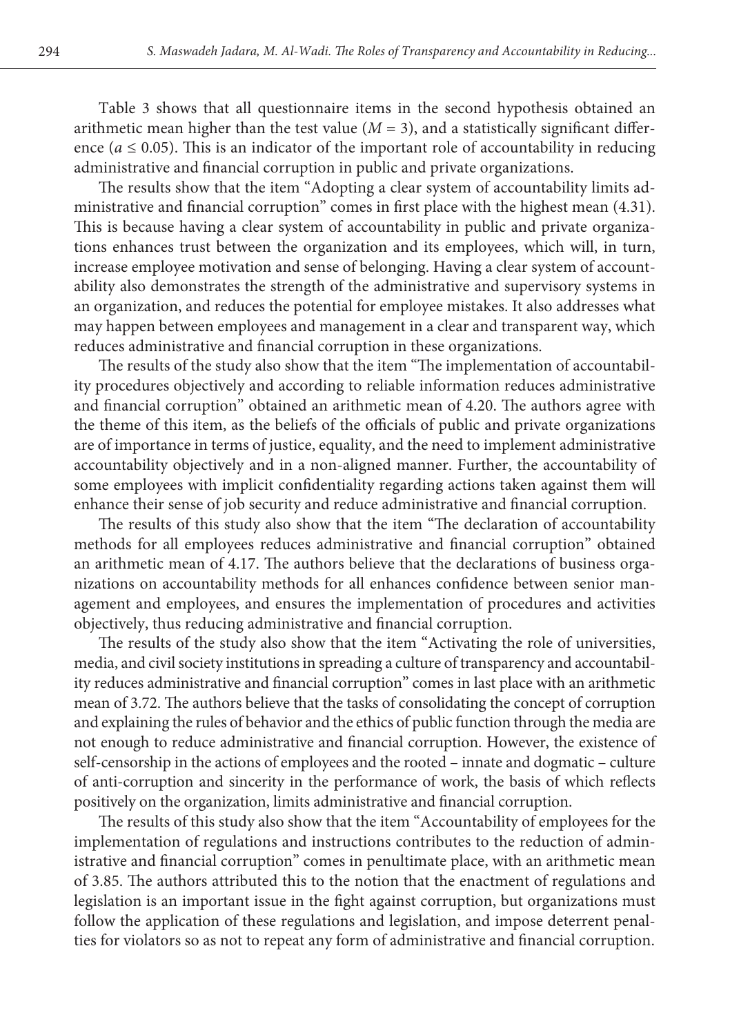Table 3 shows that all questionnaire items in the second hypothesis obtained an arithmetic mean higher than the test value ($M = 3$), and a statistically significant difference ($a \leq 0.05$). This is an indicator of the important role of accountability in reducing administrative and financial corruption in public and private organizations.

The results show that the item "Adopting a clear system of accountability limits administrative and financial corruption" comes in first place with the highest mean (4.31). This is because having a clear system of accountability in public and private organizations enhances trust between the organization and its employees, which will, in turn, increase employee motivation and sense of belonging. Having a clear system of accountability also demonstrates the strength of the administrative and supervisory systems in an organization, and reduces the potential for employee mistakes. It also addresses what may happen between employees and management in a clear and transparent way, which reduces administrative and financial corruption in these organizations.

The results of the study also show that the item "The implementation of accountability procedures objectively and according to reliable information reduces administrative and financial corruption" obtained an arithmetic mean of 4.20. The authors agree with the theme of this item, as the beliefs of the officials of public and private organizations are of importance in terms of justice, equality, and the need to implement administrative accountability objectively and in a non-aligned manner. Further, the accountability of some employees with implicit confidentiality regarding actions taken against them will enhance their sense of job security and reduce administrative and financial corruption.

The results of this study also show that the item "The declaration of accountability methods for all employees reduces administrative and financial corruption" obtained an arithmetic mean of 4.17. The authors believe that the declarations of business organizations on accountability methods for all enhances confidence between senior management and employees, and ensures the implementation of procedures and activities objectively, thus reducing administrative and financial corruption.

The results of the study also show that the item "Activating the role of universities, media, and civil society institutions in spreading a culture of transparency and accountability reduces administrative and financial corruption" comes in last place with an arithmetic mean of 3.72. The authors believe that the tasks of consolidating the concept of corruption and explaining the rules of behavior and the ethics of public function through the media are not enough to reduce administrative and financial corruption. However, the existence of self-censorship in the actions of employees and the rooted – innate and dogmatic – culture of anti-corruption and sincerity in the performance of work, the basis of which reflects positively on the organization, limits administrative and financial corruption.

The results of this study also show that the item "Accountability of employees for the implementation of regulations and instructions contributes to the reduction of administrative and financial corruption" comes in penultimate place, with an arithmetic mean of 3.85. The authors attributed this to the notion that the enactment of regulations and legislation is an important issue in the fight against corruption, but organizations must follow the application of these regulations and legislation, and impose deterrent penalties for violators so as not to repeat any form of administrative and financial corruption.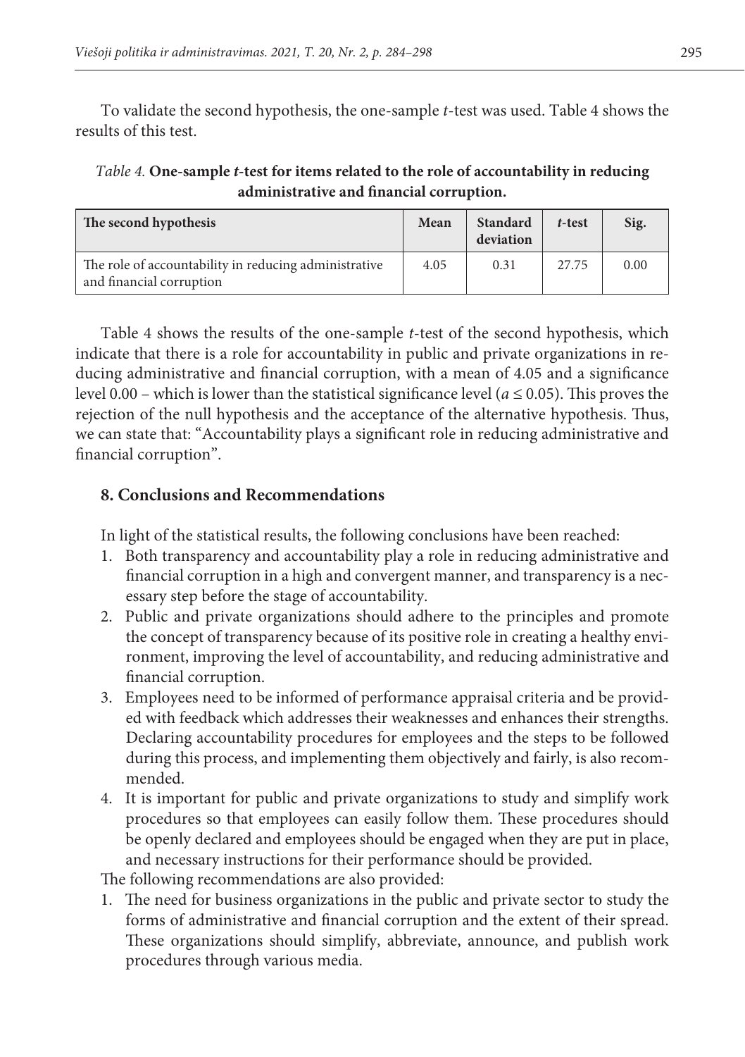To validate the second hypothesis, the one-sample *t*-test was used. Table 4 shows the results of this test.

*Table 4.* **One-sample *t*-test for items related to the role of accountability in reducing administrative and financial corruption.**

| The second hypothesis | Mean | Standard deviation | *t*-test | Sig. |
|---|---|---|---|---|
| The role of accountability in reducing administrative and financial corruption | 4.05 | 0.31 | 27.75 | 0.00 |

Table 4 shows the results of the one-sample *t*-test of the second hypothesis, which indicate that there is a role for accountability in public and private organizations in reducing administrative and financial corruption, with a mean of 4.05 and a significance level 0.00 – which is lower than the statistical significance level ($a \leq 0.05$). This proves the rejection of the null hypothesis and the acceptance of the alternative hypothesis. Thus, we can state that: "Accountability plays a significant role in reducing administrative and financial corruption".

## 8. Conclusions and Recommendations

In light of the statistical results, the following conclusions have been reached:

1. Both transparency and accountability play a role in reducing administrative and financial corruption in a high and convergent manner, and transparency is a necessary step before the stage of accountability.
2. Public and private organizations should adhere to the principles and promote the concept of transparency because of its positive role in creating a healthy environment, improving the level of accountability, and reducing administrative and financial corruption.
3. Employees need to be informed of performance appraisal criteria and be provided with feedback which addresses their weaknesses and enhances their strengths. Declaring accountability procedures for employees and the steps to be followed during this process, and implementing them objectively and fairly, is also recommended.
4. It is important for public and private organizations to study and simplify work procedures so that employees can easily follow them. These procedures should be openly declared and employees should be engaged when they are put in place, and necessary instructions for their performance should be provided.

The following recommendations are also provided:

1. The need for business organizations in the public and private sector to study the forms of administrative and financial corruption and the extent of their spread. These organizations should simplify, abbreviate, announce, and publish work procedures through various media.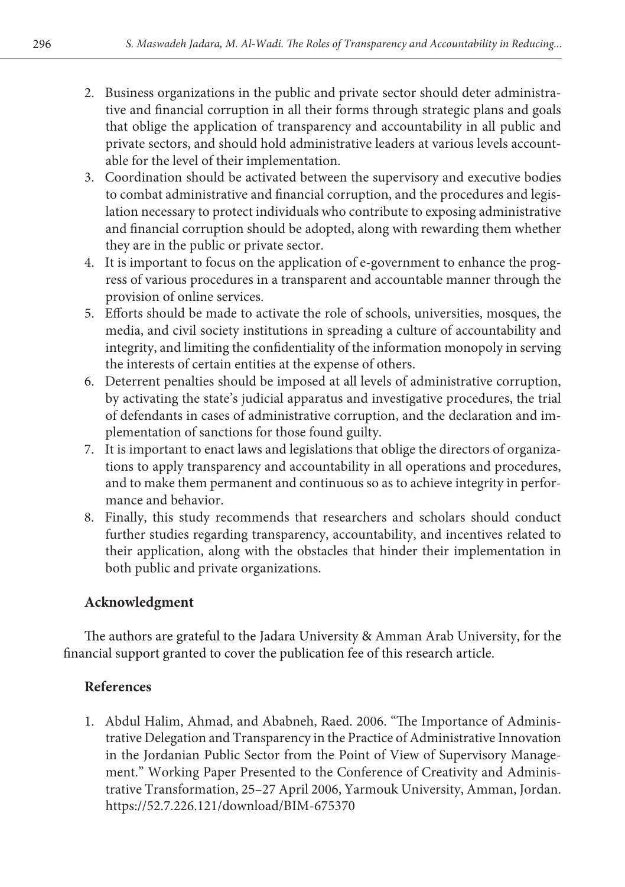2. Business organizations in the public and private sector should deter administrative and financial corruption in all their forms through strategic plans and goals that oblige the application of transparency and accountability in all public and private sectors, and should hold administrative leaders at various levels accountable for the level of their implementation.
3. Coordination should be activated between the supervisory and executive bodies to combat administrative and financial corruption, and the procedures and legislation necessary to protect individuals who contribute to exposing administrative and financial corruption should be adopted, along with rewarding them whether they are in the public or private sector.
4. It is important to focus on the application of e-government to enhance the progress of various procedures in a transparent and accountable manner through the provision of online services.
5. Efforts should be made to activate the role of schools, universities, mosques, the media, and civil society institutions in spreading a culture of accountability and integrity, and limiting the confidentiality of the information monopoly in serving the interests of certain entities at the expense of others.
6. Deterrent penalties should be imposed at all levels of administrative corruption, by activating the state's judicial apparatus and investigative procedures, the trial of defendants in cases of administrative corruption, and the declaration and implementation of sanctions for those found guilty.
7. It is important to enact laws and legislations that oblige the directors of organizations to apply transparency and accountability in all operations and procedures, and to make them permanent and continuous so as to achieve integrity in performance and behavior.
8. Finally, this study recommends that researchers and scholars should conduct further studies regarding transparency, accountability, and incentives related to their application, along with the obstacles that hinder their implementation in both public and private organizations.

## Acknowledgment

The authors are grateful to the Jadara University & Amman Arab University, for the financial support granted to cover the publication fee of this research article.

## References

1. Abdul Halim, Ahmad, and Ababneh, Raed. 2006. "The Importance of Administrative Delegation and Transparency in the Practice of Administrative Innovation in the Jordanian Public Sector from the Point of View of Supervisory Management." Working Paper Presented to the Conference of Creativity and Administrative Transformation, 25–27 April 2006, Yarmouk University, Amman, Jordan. https://52.7.226.121/download/BIM-675370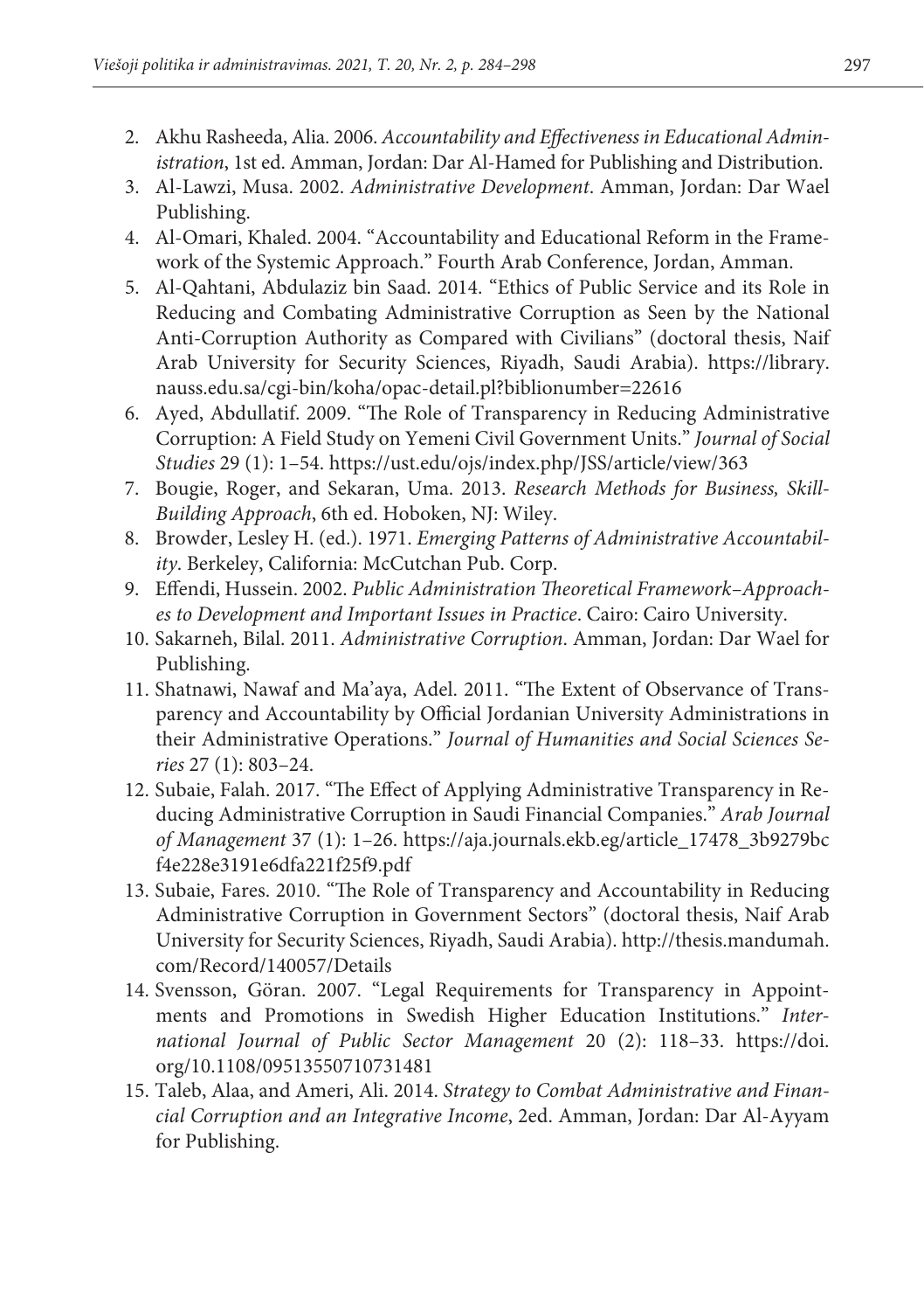2. Akhu Rasheeda, Alia. 2006. *Accountability and Effectiveness in Educational Administration*, 1st ed. Amman, Jordan: Dar Al-Hamed for Publishing and Distribution.
3. Al-Lawzi, Musa. 2002. *Administrative Development*. Amman, Jordan: Dar Wael Publishing.
4. Al-Omari, Khaled. 2004. "Accountability and Educational Reform in the Framework of the Systemic Approach." Fourth Arab Conference, Jordan, Amman.
5. Al-Qahtani, Abdulaziz bin Saad. 2014. "Ethics of Public Service and its Role in Reducing and Combating Administrative Corruption as Seen by the National Anti-Corruption Authority as Compared with Civilians" (doctoral thesis, Naif Arab University for Security Sciences, Riyadh, Saudi Arabia). https://library.nauss.edu.sa/cgi-bin/koha/opac-detail.pl?biblionumber=22616
6. Ayed, Abdullatif. 2009. "The Role of Transparency in Reducing Administrative Corruption: A Field Study on Yemeni Civil Government Units." *Journal of Social Studies* 29 (1): 1–54. https://ust.edu/ojs/index.php/JSS/article/view/363
7. Bougie, Roger, and Sekaran, Uma. 2013. *Research Methods for Business, Skill-Building Approach*, 6th ed. Hoboken, NJ: Wiley.
8. Browder, Lesley H. (ed.). 1971. *Emerging Patterns of Administrative Accountability*. Berkeley, California: McCutchan Pub. Corp.
9. Effendi, Hussein. 2002. *Public Administration Theoretical Framework–Approaches to Development and Important Issues in Practice*. Cairo: Cairo University.
10. Sakarneh, Bilal. 2011. *Administrative Corruption*. Amman, Jordan: Dar Wael for Publishing.
11. Shatnawi, Nawaf and Ma'aya, Adel. 2011. "The Extent of Observance of Transparency and Accountability by Official Jordanian University Administrations in their Administrative Operations." *Journal of Humanities and Social Sciences Series* 27 (1): 803–24.
12. Subaie, Falah. 2017. "The Effect of Applying Administrative Transparency in Reducing Administrative Corruption in Saudi Financial Companies." *Arab Journal of Management* 37 (1): 1–26. https://aja.journals.ekb.eg/article_17478_3b9279bcf4e228e3191e6dfa221f25f9.pdf
13. Subaie, Fares. 2010. "The Role of Transparency and Accountability in Reducing Administrative Corruption in Government Sectors" (doctoral thesis, Naif Arab University for Security Sciences, Riyadh, Saudi Arabia). http://thesis.mandumah.com/Record/140057/Details
14. Svensson, Göran. 2007. "Legal Requirements for Transparency in Appointments and Promotions in Swedish Higher Education Institutions." *International Journal of Public Sector Management* 20 (2): 118–33. https://doi.org/10.1108/09513550710731481
15. Taleb, Alaa, and Ameri, Ali. 2014. *Strategy to Combat Administrative and Financial Corruption and an Integrative Income*, 2ed. Amman, Jordan: Dar Al-Ayyam for Publishing.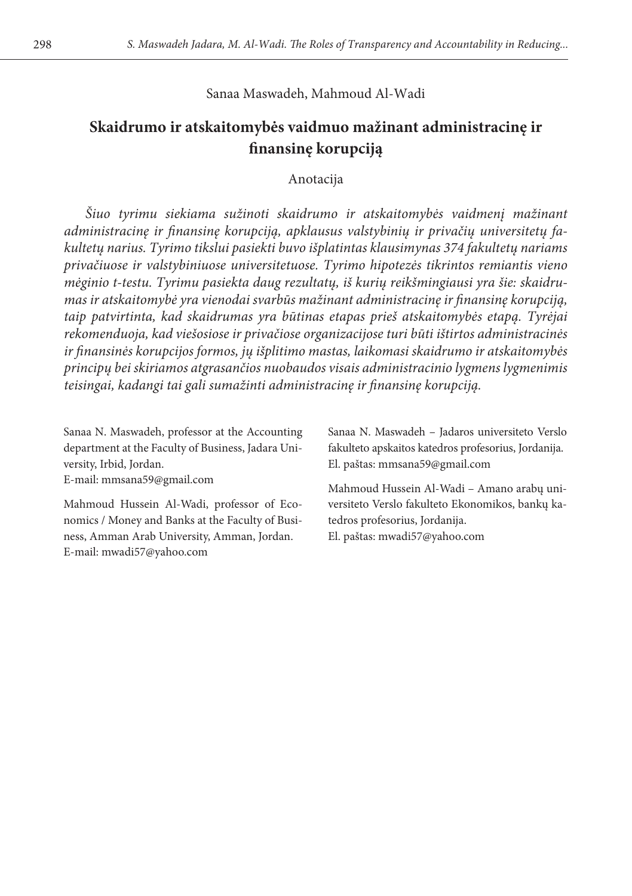Sanaa Maswadeh, Mahmoud Al-Wadi

## Skaidrumo ir atskaitomybės vaidmuo mažinant administracinę ir finansinę korupciją

Anotacija

*Šiuo tyrimu siekiama sužinoti skaidrumo ir atskaitomybės vaidmenį mažinant administracinę ir finansinę korupciją, apklausus valstybinių ir privačių universitetų fakultetų narius. Tyrimo tikslui pasiekti buvo išplatintas klausimynas 374 fakultetų nariams privačiuose ir valstybiniuose universitetuose. Tyrimo hipotezės tikrintos remiantis vieno mėginio t-testu. Tyrimu pasiekta daug rezultatų, iš kurių reikšmingiausi yra šie: skaidrumas ir atskaitomybė yra vienodai svarbūs mažinant administracinę ir finansinę korupciją, taip patvirtinta, kad skaidrumas yra būtinas etapas prieš atskaitomybės etapą. Tyrėjai rekomenduoja, kad viešosiose ir privačiose organizacijose turi būti ištirtos administracinės ir finansinės korupcijos formos, jų išplitimo mastas, laikomasi skaidrumo ir atskaitomybės principų bei skiriamos atgrasančios nuobaudos visais administracinio lygmens lygmenimis teisingai, kadangi tai gali sumažinti administracinę ir finansinę korupciją.*

Sanaa N. Maswadeh, professor at the Accounting department at the Faculty of Business, Jadara University, Irbid, Jordan.
E-mail: mmsana59@gmail.com

Mahmoud Hussein Al-Wadi, professor of Economics / Money and Banks at the Faculty of Business, Amman Arab University, Amman, Jordan.
E-mail: mwadi57@yahoo.com

Sanaa N. Maswadeh – Jadaros universiteto Verslo fakulteto apskaitos katedros profesorius, Jordanija.
El. paštas: mmsana59@gmail.com

Mahmoud Hussein Al-Wadi – Amano arabų universiteto Verslo fakulteto Ekonomikos, bankų katedros profesorius, Jordanija.
El. paštas: mwadi57@yahoo.com